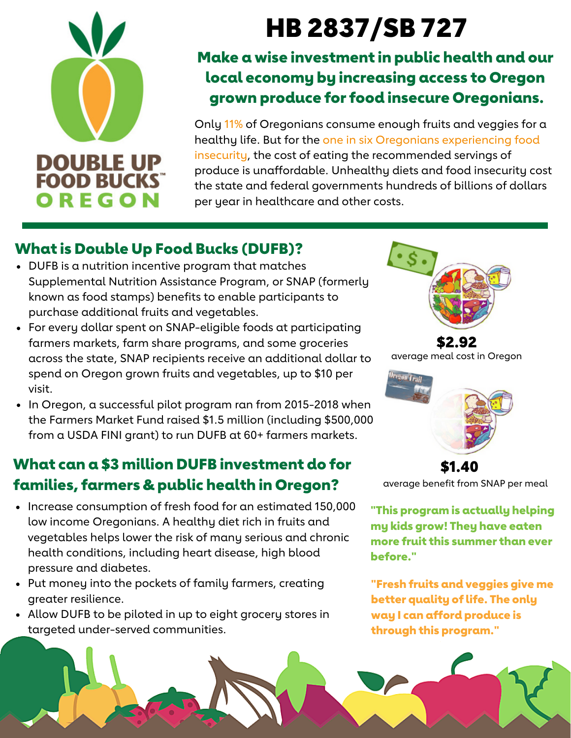DOUBLE UP FOOD BUCKS™ OREGON

# HB 2837/SB 727

## Make a wise investment in public health and our local economy by increasing access to Oregon grown produce for food insecure Oregonians.

Only 11% of Oregonians consume enough fruits and veggies for a healthy life. But for the one in six Oregonians experiencing food insecurity, the cost of eating the recommended servings of produce is unaffordable. Unhealthy diets and food insecurity cost the state and federal governments hundreds of billions of dollars per year in healthcare and other costs.

## What is Double Up Food Bucks (DUFB)?

- DUFB is a nutrition incentive program that matches Supplemental Nutrition Assistance Program, or SNAP (formerly known as food stamps) benefits to enable participants to purchase additional fruits and vegetables.
- For every dollar spent on SNAP-eligible foods at participating farmers markets, farm share programs, and some groceries across the state, SNAP recipients receive an additional dollar to spend on Oregon grown fruits and vegetables, up to $10 per visit.
- In Oregon, a successful pilot program ran from 2015-2018 when the Farmers Market Fund raised $1.5 million (including $500,000 from a USDA FINI grant) to run DUFB at 60+ farmers markets.

## What can a $3 million DUFB investment do for families, farmers & public health in Oregon?

- Increase consumption of fresh food for an estimated 150,000 low income Oregonians. A healthy diet rich in fruits and vegetables helps lower the risk of many serious and chronic health conditions, including heart disease, high blood pressure and diabetes.
- Put money into the pockets of family farmers, creating greater resilience.
- Allow DUFB to be piloted in up to eight grocery stores in targeted under-served communities.

**$2.92**
average meal cost in Oregon

**$1.40**
average benefit from SNAP per meal

**"This program is actually helping my kids grow! They have eaten more fruit this summer than ever before."**

**"Fresh fruits and veggies give me better quality of life. The only way I can afford produce is through this program."**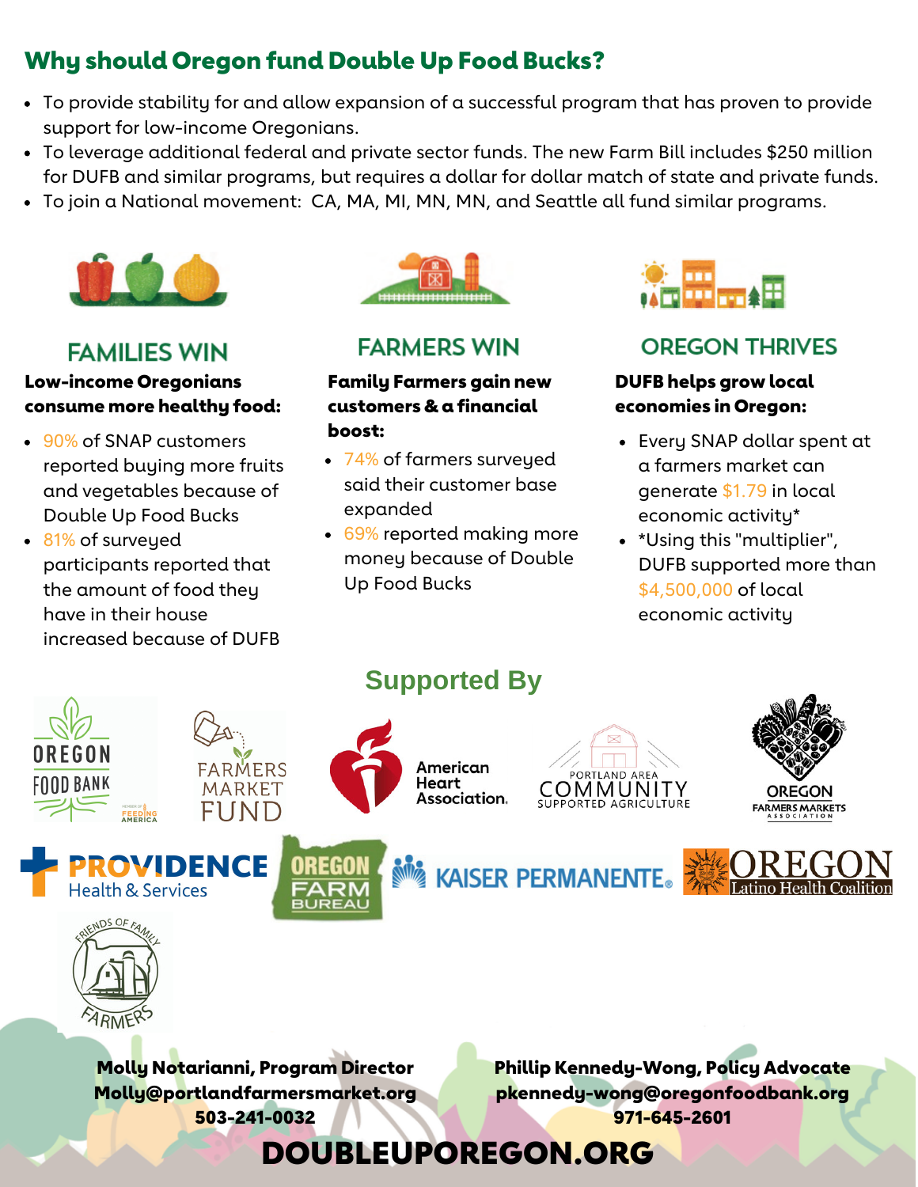## Why should Oregon fund Double Up Food Bucks?

- To provide stability for and allow expansion of a successful program that has proven to provide support for low-income Oregonians.
- To leverage additional federal and private sector funds. The new Farm Bill includes $250 million for DUFB and similar programs, but requires a dollar for dollar match of state and private funds.
- To join a National movement: CA, MA, MI, MN, MN, and Seattle all fund similar programs.

### FAMILIES WIN

**Low-income Oregonians consume more healthy food:**

- 90% of SNAP customers reported buying more fruits and vegetables because of Double Up Food Bucks
- 81% of surveyed participants reported that the amount of food they have in their house increased because of DUFB

### FARMERS WIN

**Family Farmers gain new customers & a financial boost:**

- 74% of farmers surveyed said their customer base expanded
- 69% reported making more money because of Double Up Food Bucks

### OREGON THRIVES

**DUFB helps grow local economies in Oregon:**

- Every SNAP dollar spent at a farmers market can generate $1.79 in local economic activity*
- *Using this "multiplier", DUFB supported more than $4,500,000 of local economic activity

## Supported By

Oregon Food Bank (Member of Feeding America), Farmers Market Fund, American Heart Association, Portland Area Community Supported Agriculture, Oregon Farmers Markets Association, Providence Health & Services, Oregon Farm Bureau, Kaiser Permanente, Oregon Latino Health Coalition, Friends of Family Farmers

**Molly Notarianni, Program Director**
**Molly@portlandfarmersmarket.org**
**503-241-0032**

**Phillip Kennedy-Wong, Policy Advocate**
**pkennedy-wong@oregonfoodbank.org**
**971-645-2601**

# DOUBLEUPOREGON.ORG